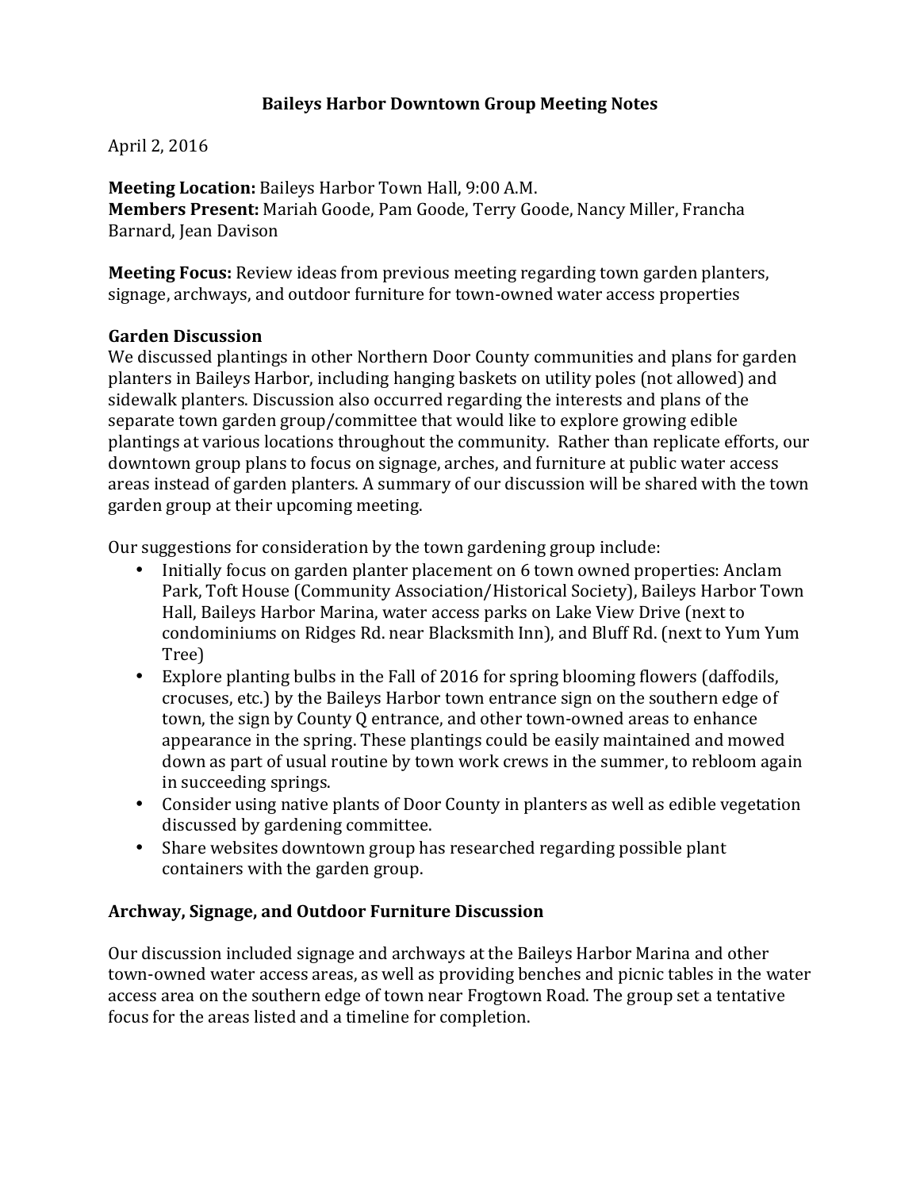# Baileys Harbor Downtown Group Meeting Notes

April 2, 2016

**Meeting Location:** Baileys Harbor Town Hall, 9:00 A.M.
**Members Present:** Mariah Goode, Pam Goode, Terry Goode, Nancy Miller, Francha Barnard, Jean Davison

**Meeting Focus:** Review ideas from previous meeting regarding town garden planters, signage, archways, and outdoor furniture for town-owned water access properties

### Garden Discussion

We discussed plantings in other Northern Door County communities and plans for garden planters in Baileys Harbor, including hanging baskets on utility poles (not allowed) and sidewalk planters. Discussion also occurred regarding the interests and plans of the separate town garden group/committee that would like to explore growing edible plantings at various locations throughout the community. Rather than replicate efforts, our downtown group plans to focus on signage, arches, and furniture at public water access areas instead of garden planters. A summary of our discussion will be shared with the town garden group at their upcoming meeting.

Our suggestions for consideration by the town gardening group include:

- Initially focus on garden planter placement on 6 town owned properties: Anclam Park, Toft House (Community Association/Historical Society), Baileys Harbor Town Hall, Baileys Harbor Marina, water access parks on Lake View Drive (next to condominiums on Ridges Rd. near Blacksmith Inn), and Bluff Rd. (next to Yum Yum Tree)
- Explore planting bulbs in the Fall of 2016 for spring blooming flowers (daffodils, crocuses, etc.) by the Baileys Harbor town entrance sign on the southern edge of town, the sign by County Q entrance, and other town-owned areas to enhance appearance in the spring. These plantings could be easily maintained and mowed down as part of usual routine by town work crews in the summer, to rebloom again in succeeding springs.
- Consider using native plants of Door County in planters as well as edible vegetation discussed by gardening committee.
- Share websites downtown group has researched regarding possible plant containers with the garden group.

### Archway, Signage, and Outdoor Furniture Discussion

Our discussion included signage and archways at the Baileys Harbor Marina and other town-owned water access areas, as well as providing benches and picnic tables in the water access area on the southern edge of town near Frogtown Road. The group set a tentative focus for the areas listed and a timeline for completion.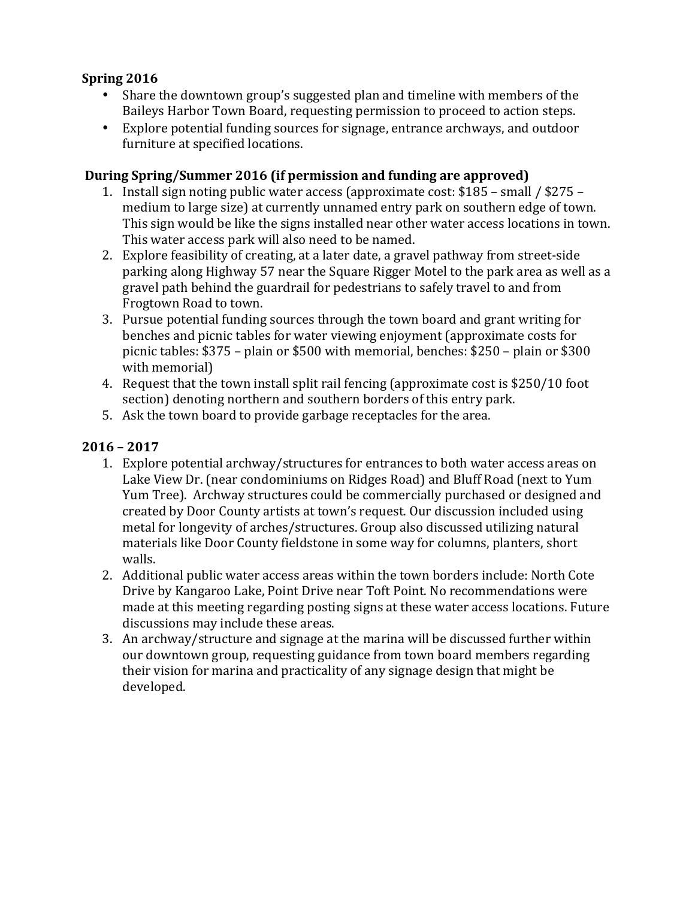**Spring 2016**

- Share the downtown group's suggested plan and timeline with members of the Baileys Harbor Town Board, requesting permission to proceed to action steps.
- Explore potential funding sources for signage, entrance archways, and outdoor furniture at specified locations.

**During Spring/Summer 2016 (if permission and funding are approved)**

1. Install sign noting public water access (approximate cost: $185 – small / $275 – medium to large size) at currently unnamed entry park on southern edge of town. This sign would be like the signs installed near other water access locations in town. This water access park will also need to be named.
2. Explore feasibility of creating, at a later date, a gravel pathway from street-side parking along Highway 57 near the Square Rigger Motel to the park area as well as a gravel path behind the guardrail for pedestrians to safely travel to and from Frogtown Road to town.
3. Pursue potential funding sources through the town board and grant writing for benches and picnic tables for water viewing enjoyment (approximate costs for picnic tables: $375 – plain or $500 with memorial, benches: $250 – plain or $300 with memorial)
4. Request that the town install split rail fencing (approximate cost is $250/10 foot section) denoting northern and southern borders of this entry park.
5. Ask the town board to provide garbage receptacles for the area.

**2016 – 2017**

1. Explore potential archway/structures for entrances to both water access areas on Lake View Dr. (near condominiums on Ridges Road) and Bluff Road (next to Yum Yum Tree). Archway structures could be commercially purchased or designed and created by Door County artists at town's request. Our discussion included using metal for longevity of arches/structures. Group also discussed utilizing natural materials like Door County fieldstone in some way for columns, planters, short walls.
2. Additional public water access areas within the town borders include: North Cote Drive by Kangaroo Lake, Point Drive near Toft Point. No recommendations were made at this meeting regarding posting signs at these water access locations. Future discussions may include these areas.
3. An archway/structure and signage at the marina will be discussed further within our downtown group, requesting guidance from town board members regarding their vision for marina and practicality of any signage design that might be developed.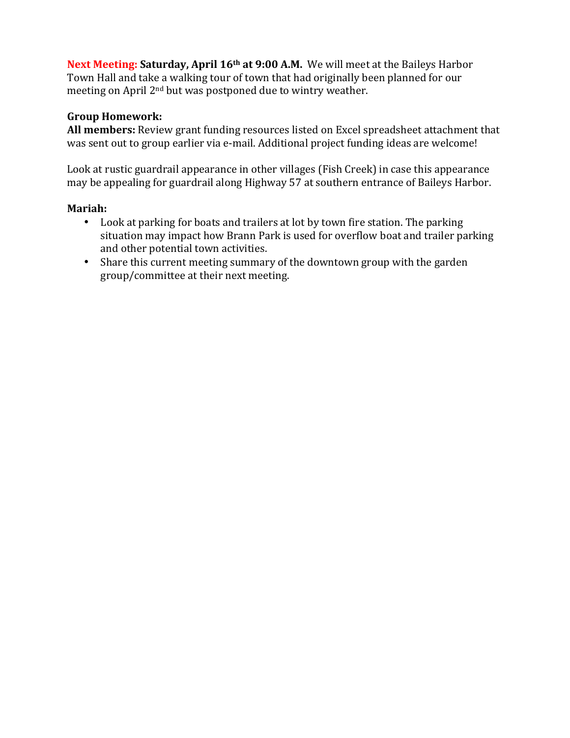**Next Meeting: Saturday, April 16th at 9:00 A.M.** We will meet at the Baileys Harbor Town Hall and take a walking tour of town that had originally been planned for our meeting on April 2nd but was postponed due to wintry weather.

**Group Homework:**

**All members:** Review grant funding resources listed on Excel spreadsheet attachment that was sent out to group earlier via e-mail. Additional project funding ideas are welcome!

Look at rustic guardrail appearance in other villages (Fish Creek) in case this appearance may be appealing for guardrail along Highway 57 at southern entrance of Baileys Harbor.

**Mariah:**

- Look at parking for boats and trailers at lot by town fire station. The parking situation may impact how Brann Park is used for overflow boat and trailer parking and other potential town activities.
- Share this current meeting summary of the downtown group with the garden group/committee at their next meeting.